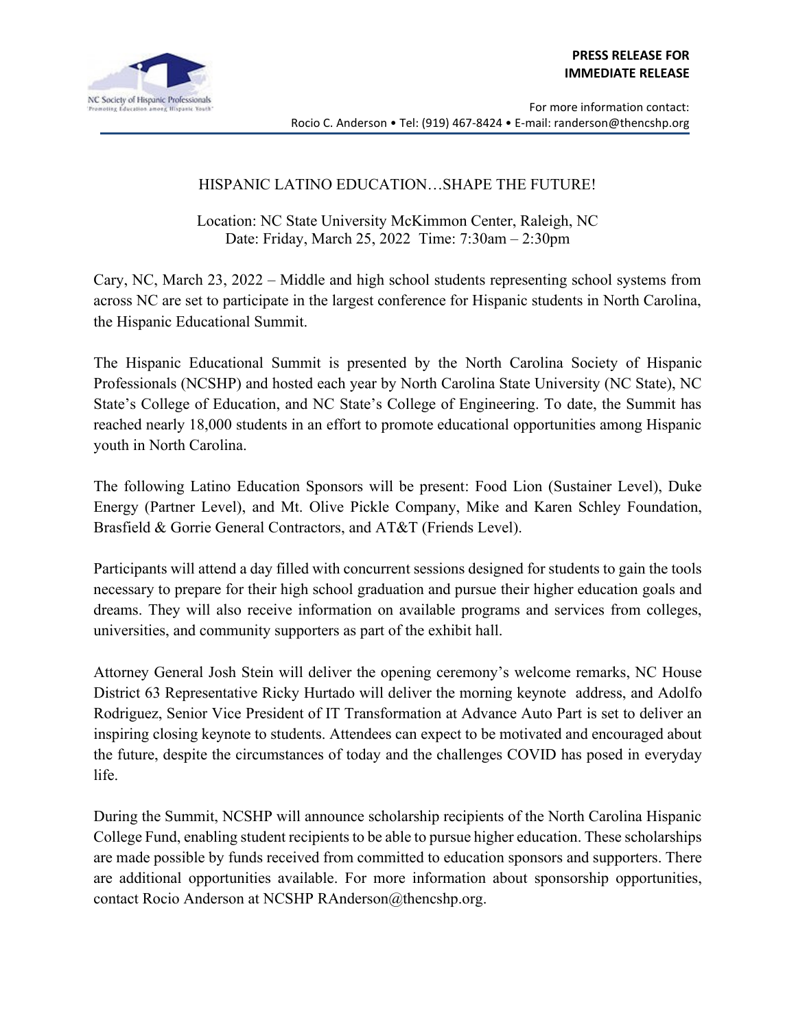**PRESS RELEASE FOR IMMEDIATE RELEASE**

NC Society of Hispanic Professionals
"Promoting Education among Hispanic Youth"

For more information contact:
Rocio C. Anderson • Tel: (919) 467-8424 • E-mail: randerson@thencshp.org

# HISPANIC LATINO EDUCATION…SHAPE THE FUTURE!

Location: NC State University McKimmon Center, Raleigh, NC
Date: Friday, March 25, 2022 Time: 7:30am – 2:30pm

Cary, NC, March 23, 2022 – Middle and high school students representing school systems from across NC are set to participate in the largest conference for Hispanic students in North Carolina, the Hispanic Educational Summit.

The Hispanic Educational Summit is presented by the North Carolina Society of Hispanic Professionals (NCSHP) and hosted each year by North Carolina State University (NC State), NC State's College of Education, and NC State's College of Engineering. To date, the Summit has reached nearly 18,000 students in an effort to promote educational opportunities among Hispanic youth in North Carolina.

The following Latino Education Sponsors will be present: Food Lion (Sustainer Level), Duke Energy (Partner Level), and Mt. Olive Pickle Company, Mike and Karen Schley Foundation, Brasfield & Gorrie General Contractors, and AT&T (Friends Level).

Participants will attend a day filled with concurrent sessions designed for students to gain the tools necessary to prepare for their high school graduation and pursue their higher education goals and dreams. They will also receive information on available programs and services from colleges, universities, and community supporters as part of the exhibit hall.

Attorney General Josh Stein will deliver the opening ceremony's welcome remarks, NC House District 63 Representative Ricky Hurtado will deliver the morning keynote address, and Adolfo Rodriguez, Senior Vice President of IT Transformation at Advance Auto Part is set to deliver an inspiring closing keynote to students. Attendees can expect to be motivated and encouraged about the future, despite the circumstances of today and the challenges COVID has posed in everyday life.

During the Summit, NCSHP will announce scholarship recipients of the North Carolina Hispanic College Fund, enabling student recipients to be able to pursue higher education. These scholarships are made possible by funds received from committed to education sponsors and supporters. There are additional opportunities available. For more information about sponsorship opportunities, contact Rocio Anderson at NCSHP RAnderson@thencshp.org.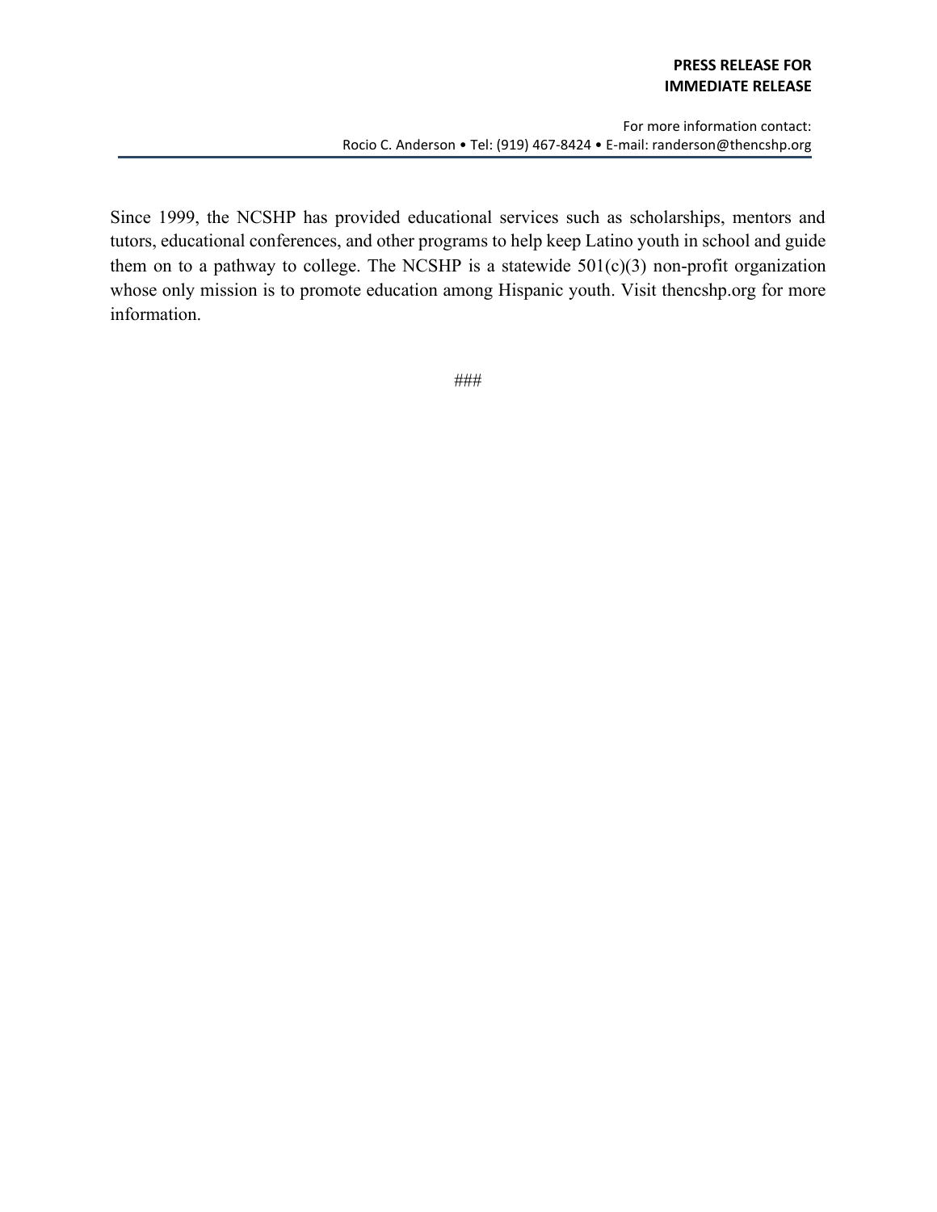**PRESS RELEASE FOR**
**IMMEDIATE RELEASE**

For more information contact:
Rocio C. Anderson • Tel: (919) 467-8424 • E-mail: randerson@thencshp.org

Since 1999, the NCSHP has provided educational services such as scholarships, mentors and tutors, educational conferences, and other programs to help keep Latino youth in school and guide them on to a pathway to college. The NCSHP is a statewide 501(c)(3) non-profit organization whose only mission is to promote education among Hispanic youth. Visit thencshp.org for more information.

###